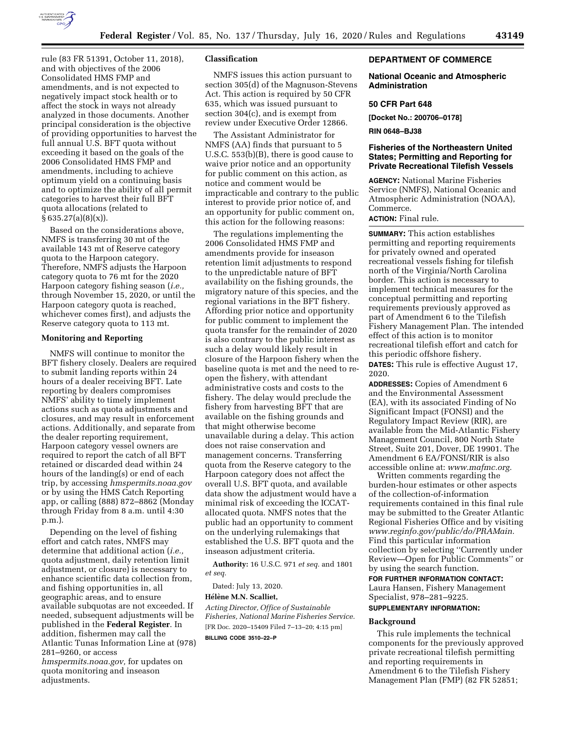rule (83 FR 51391, October 11, 2018), and with objectives of the 2006 Consolidated HMS FMP and amendments, and is not expected to negatively impact stock health or to affect the stock in ways not already analyzed in those documents. Another principal consideration is the objective of providing opportunities to harvest the full annual U.S. BFT quota without exceeding it based on the goals of the 2006 Consolidated HMS FMP and amendments, including to achieve optimum yield on a continuing basis and to optimize the ability of all permit categories to harvest their full BFT quota allocations (related to § 635.27(a)(8)(x)).

Based on the considerations above, NMFS is transferring 30 mt of the available 143 mt of Reserve category quota to the Harpoon category. Therefore, NMFS adjusts the Harpoon category quota to 76 mt for the 2020 Harpoon category fishing season (*i.e.,* through November 15, 2020, or until the Harpoon category quota is reached, whichever comes first), and adjusts the Reserve category quota to 113 mt.

**Monitoring and Reporting**

NMFS will continue to monitor the BFT fishery closely. Dealers are required to submit landing reports within 24 hours of a dealer receiving BFT. Late reporting by dealers compromises NMFS' ability to timely implement actions such as quota adjustments and closures, and may result in enforcement actions. Additionally, and separate from the dealer reporting requirement, Harpoon category vessel owners are required to report the catch of all BFT retained or discarded dead within 24 hours of the landing(s) or end of each trip, by accessing *hmspermits.noaa.gov* or by using the HMS Catch Reporting app, or calling (888) 872–8862 (Monday through Friday from 8 a.m. until 4:30 p.m.).

Depending on the level of fishing effort and catch rates, NMFS may determine that additional action (*i.e.,* quota adjustment, daily retention limit adjustment, or closure) is necessary to enhance scientific data collection from, and fishing opportunities in, all geographic areas, and to ensure available subquotas are not exceeded. If needed, subsequent adjustments will be published in the **Federal Register**. In addition, fishermen may call the Atlantic Tunas Information Line at (978) 281–9260, or access *hmspermits.noaa.gov,* for updates on quota monitoring and inseason adjustments.

**Classification**

NMFS issues this action pursuant to section 305(d) of the Magnuson-Stevens Act. This action is required by 50 CFR 635, which was issued pursuant to section 304(c), and is exempt from review under Executive Order 12866.

The Assistant Administrator for NMFS (AA) finds that pursuant to 5 U.S.C. 553(b)(B), there is good cause to waive prior notice and an opportunity for public comment on this action, as notice and comment would be impracticable and contrary to the public interest to provide prior notice of, and an opportunity for public comment on, this action for the following reasons:

The regulations implementing the 2006 Consolidated HMS FMP and amendments provide for inseason retention limit adjustments to respond to the unpredictable nature of BFT availability on the fishing grounds, the migratory nature of this species, and the regional variations in the BFT fishery. Affording prior notice and opportunity for public comment to implement the quota transfer for the remainder of 2020 is also contrary to the public interest as such a delay would likely result in closure of the Harpoon fishery when the baseline quota is met and the need to re-open the fishery, with attendant administrative costs and costs to the fishery. The delay would preclude the fishery from harvesting BFT that are available on the fishing grounds and that might otherwise become unavailable during a delay. This action does not raise conservation and management concerns. Transferring quota from the Reserve category to the Harpoon category does not affect the overall U.S. BFT quota, and available data show the adjustment would have a minimal risk of exceeding the ICCAT-allocated quota. NMFS notes that the public had an opportunity to comment on the underlying rulemakings that established the U.S. BFT quota and the inseason adjustment criteria.

**Authority:** 16 U.S.C. 971 *et seq.* and 1801 *et seq.*

Dated: July 13, 2020.

**Hélène M.N. Scalliet,**

*Acting Director, Office of Sustainable Fisheries, National Marine Fisheries Service.*

[FR Doc. 2020–15409 Filed 7–13–20; 4:15 pm]

**BILLING CODE 3510–22–P**

**DEPARTMENT OF COMMERCE**

**National Oceanic and Atmospheric Administration**

**50 CFR Part 648**

**[Docket No.: 200706–0178]**

**RIN 0648–BJ38**

## Fisheries of the Northeastern United States; Permitting and Reporting for Private Recreational Tilefish Vessels

**AGENCY:** National Marine Fisheries Service (NMFS), National Oceanic and Atmospheric Administration (NOAA), Commerce.

**ACTION:** Final rule.

**SUMMARY:** This action establishes permitting and reporting requirements for privately owned and operated recreational vessels fishing for tilefish north of the Virginia/North Carolina border. This action is necessary to implement technical measures for the conceptual permitting and reporting requirements previously approved as part of Amendment 6 to the Tilefish Fishery Management Plan. The intended effect of this action is to monitor recreational tilefish effort and catch for this periodic offshore fishery.

**DATES:** This rule is effective August 17, 2020.

**ADDRESSES:** Copies of Amendment 6 and the Environmental Assessment (EA), with its associated Finding of No Significant Impact (FONSI) and the Regulatory Impact Review (RIR), are available from the Mid-Atlantic Fishery Management Council, 800 North State Street, Suite 201, Dover, DE 19901. The Amendment 6 EA/FONSI/RIR is also accessible online at: *www.mafmc.org.*

Written comments regarding the burden-hour estimates or other aspects of the collection-of-information requirements contained in this final rule may be submitted to the Greater Atlantic Regional Fisheries Office and by visiting *www.reginfo.gov/public/do/PRAMain.* Find this particular information collection by selecting ''Currently under Review—Open for Public Comments'' or by using the search function.

**FOR FURTHER INFORMATION CONTACT:** Laura Hansen, Fishery Management Specialist, 978–281–9225.

**SUPPLEMENTARY INFORMATION:**

**Background**

This rule implements the technical components for the previously approved private recreational tilefish permitting and reporting requirements in Amendment 6 to the Tilefish Fishery Management Plan (FMP) (82 FR 52851;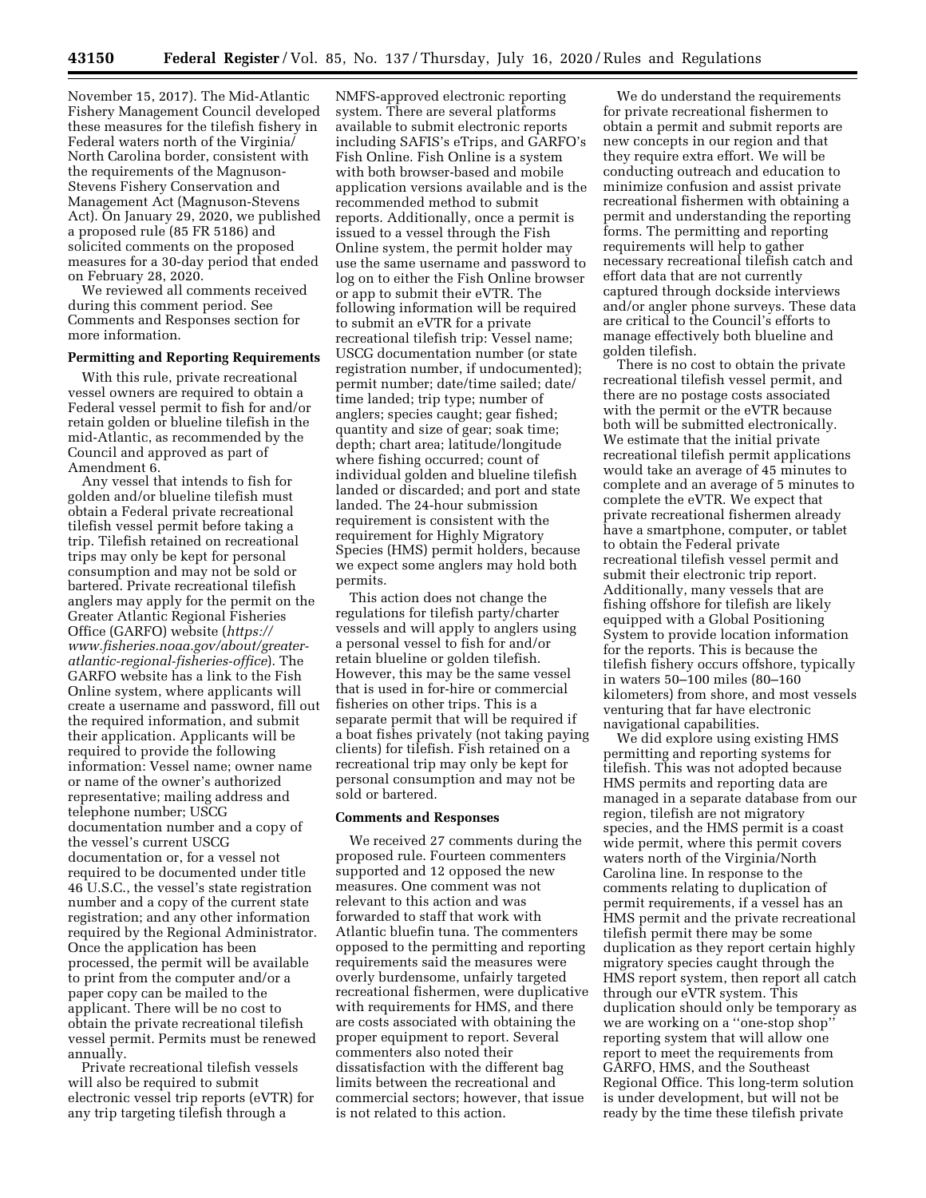November 15, 2017). The Mid-Atlantic Fishery Management Council developed these measures for the tilefish fishery in Federal waters north of the Virginia/North Carolina border, consistent with the requirements of the Magnuson-Stevens Fishery Conservation and Management Act (Magnuson-Stevens Act). On January 29, 2020, we published a proposed rule (85 FR 5186) and solicited comments on the proposed measures for a 30-day period that ended on February 28, 2020.

We reviewed all comments received during this comment period. See Comments and Responses section for more information.

**Permitting and Reporting Requirements**

With this rule, private recreational vessel owners are required to obtain a Federal vessel permit to fish for and/or retain golden or blueline tilefish in the mid-Atlantic, as recommended by the Council and approved as part of Amendment 6.

Any vessel that intends to fish for golden and/or blueline tilefish must obtain a Federal private recreational tilefish vessel permit before taking a trip. Tilefish retained on recreational trips may only be kept for personal consumption and may not be sold or bartered. Private recreational tilefish anglers may apply for the permit on the Greater Atlantic Regional Fisheries Office (GARFO) website (*https://www.fisheries.noaa.gov/about/greater-atlantic-regional-fisheries-office*). The GARFO website has a link to the Fish Online system, where applicants will create a username and password, fill out the required information, and submit their application. Applicants will be required to provide the following information: Vessel name; owner name or name of the owner's authorized representative; mailing address and telephone number; USCG documentation number and a copy of the vessel's current USCG documentation or, for a vessel not required to be documented under title 46 U.S.C., the vessel's state registration number and a copy of the current state registration; and any other information required by the Regional Administrator. Once the application has been processed, the permit will be available to print from the computer and/or a paper copy can be mailed to the applicant. There will be no cost to obtain the private recreational tilefish vessel permit. Permits must be renewed annually.

Private recreational tilefish vessels will also be required to submit electronic vessel trip reports (eVTR) for any trip targeting tilefish through a NMFS-approved electronic reporting system. There are several platforms available to submit electronic reports including SAFIS's eTrips, and GARFO's Fish Online. Fish Online is a system with both browser-based and mobile application versions available and is the recommended method to submit reports. Additionally, once a permit is issued to a vessel through the Fish Online system, the permit holder may use the same username and password to log on to either the Fish Online browser or app to submit their eVTR. The following information will be required to submit an eVTR for a private recreational tilefish trip: Vessel name; USCG documentation number (or state registration number, if undocumented); permit number; date/time sailed; date/time landed; trip type; number of anglers; species caught; gear fished; quantity and size of gear; soak time; depth; chart area; latitude/longitude where fishing occurred; count of individual golden and blueline tilefish landed or discarded; and port and state landed. The 24-hour submission requirement is consistent with the requirement for Highly Migratory Species (HMS) permit holders, because we expect some anglers may hold both permits.

This action does not change the regulations for tilefish party/charter vessels and will apply to anglers using a personal vessel to fish for and/or retain blueline or golden tilefish. However, this may be the same vessel that is used in for-hire or commercial fisheries on other trips. This is a separate permit that will be required if a boat fishes privately (not taking paying clients) for tilefish. Fish retained on a recreational trip may only be kept for personal consumption and may not be sold or bartered.

**Comments and Responses**

We received 27 comments during the proposed rule. Fourteen commenters supported and 12 opposed the new measures. One comment was not relevant to this action and was forwarded to staff that work with Atlantic bluefin tuna. The commenters opposed to the permitting and reporting requirements said the measures were overly burdensome, unfairly targeted recreational fishermen, were duplicative with requirements for HMS, and there are costs associated with obtaining the proper equipment to report. Several commenters also noted their dissatisfaction with the different bag limits between the recreational and commercial sectors; however, that issue is not related to this action.

We do understand the requirements for private recreational fishermen to obtain a permit and submit reports are new concepts in our region and that they require extra effort. We will be conducting outreach and education to minimize confusion and assist private recreational fishermen with obtaining a permit and understanding the reporting forms. The permitting and reporting requirements will help to gather necessary recreational tilefish catch and effort data that are not currently captured through dockside interviews and/or angler phone surveys. These data are critical to the Council's efforts to manage effectively both blueline and golden tilefish.

There is no cost to obtain the private recreational tilefish vessel permit, and there are no postage costs associated with the permit or the eVTR because both will be submitted electronically. We estimate that the initial private recreational tilefish permit applications would take an average of 45 minutes to complete and an average of 5 minutes to complete the eVTR. We expect that private recreational fishermen already have a smartphone, computer, or tablet to obtain the Federal private recreational tilefish vessel permit and submit their electronic trip report. Additionally, many vessels that are fishing offshore for tilefish are likely equipped with a Global Positioning System to provide location information for the reports. This is because the tilefish fishery occurs offshore, typically in waters 50–100 miles (80–160 kilometers) from shore, and most vessels venturing that far have electronic navigational capabilities.

We did explore using existing HMS permitting and reporting systems for tilefish. This was not adopted because HMS permits and reporting data are managed in a separate database from our region, tilefish are not migratory species, and the HMS permit is a coast wide permit, where this permit covers waters north of the Virginia/North Carolina line. In response to the comments relating to duplication of permit requirements, if a vessel has an HMS permit and the private recreational tilefish permit there may be some duplication as they report certain highly migratory species caught through the HMS report system, then report all catch through our eVTR system. This duplication should only be temporary as we are working on a ''one-stop shop'' reporting system that will allow one report to meet the requirements from GARFO, HMS, and the Southeast Regional Office. This long-term solution is under development, but will not be ready by the time these tilefish private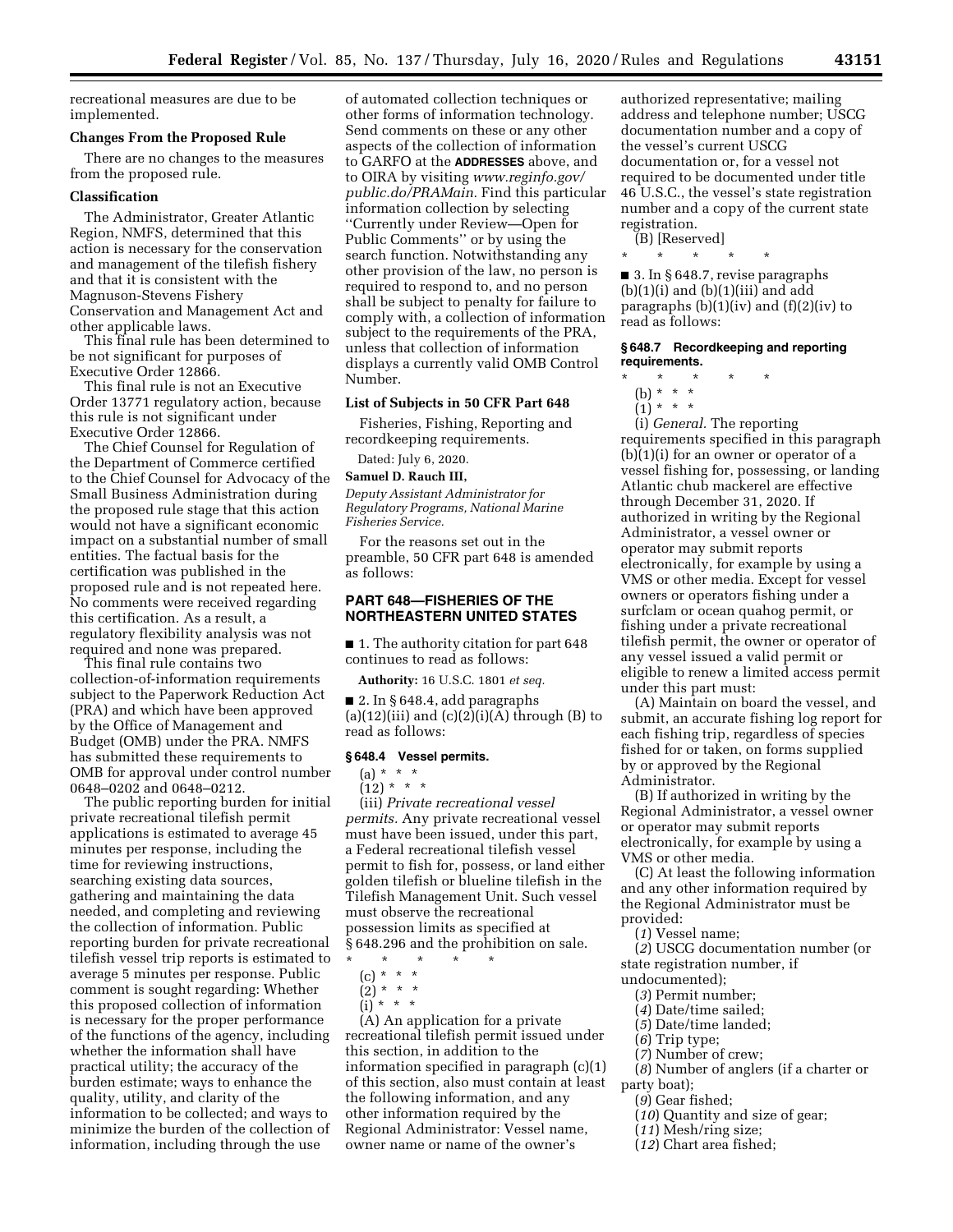recreational measures are due to be implemented.

**Changes From the Proposed Rule**

There are no changes to the measures from the proposed rule.

**Classification**

The Administrator, Greater Atlantic Region, NMFS, determined that this action is necessary for the conservation and management of the tilefish fishery and that it is consistent with the Magnuson-Stevens Fishery Conservation and Management Act and other applicable laws.

This final rule has been determined to be not significant for purposes of Executive Order 12866.

This final rule is not an Executive Order 13771 regulatory action, because this rule is not significant under Executive Order 12866.

The Chief Counsel for Regulation of the Department of Commerce certified to the Chief Counsel for Advocacy of the Small Business Administration during the proposed rule stage that this action would not have a significant economic impact on a substantial number of small entities. The factual basis for the certification was published in the proposed rule and is not repeated here. No comments were received regarding this certification. As a result, a regulatory flexibility analysis was not required and none was prepared.

This final rule contains two collection-of-information requirements subject to the Paperwork Reduction Act (PRA) and which have been approved by the Office of Management and Budget (OMB) under the PRA. NMFS has submitted these requirements to OMB for approval under control number 0648–0202 and 0648–0212.

The public reporting burden for initial private recreational tilefish permit applications is estimated to average 45 minutes per response, including the time for reviewing instructions, searching existing data sources, gathering and maintaining the data needed, and completing and reviewing the collection of information. Public reporting burden for private recreational tilefish vessel trip reports is estimated to average 5 minutes per response. Public comment is sought regarding: Whether this proposed collection of information is necessary for the proper performance of the functions of the agency, including whether the information shall have practical utility; the accuracy of the burden estimate; ways to enhance the quality, utility, and clarity of the information to be collected; and ways to minimize the burden of the collection of information, including through the use of automated collection techniques or other forms of information technology. Send comments on these or any other aspects of the collection of information to GARFO at the **ADDRESSES** above, and to OIRA by visiting *www.reginfo.gov/public.do/PRAMain.* Find this particular information collection by selecting "Currently under Review—Open for Public Comments" or by using the search function. Notwithstanding any other provision of the law, no person is required to respond to, and no person shall be subject to penalty for failure to comply with, a collection of information subject to the requirements of the PRA, unless that collection of information displays a currently valid OMB Control Number.

**List of Subjects in 50 CFR Part 648**

Fisheries, Fishing, Reporting and recordkeeping requirements.

Dated: July 6, 2020.

**Samuel D. Rauch III,**

*Deputy Assistant Administrator for Regulatory Programs, National Marine Fisheries Service.*

For the reasons set out in the preamble, 50 CFR part 648 is amended as follows:

**PART 648—FISHERIES OF THE NORTHEASTERN UNITED STATES**

■ 1. The authority citation for part 648 continues to read as follows:

**Authority:** 16 U.S.C. 1801 *et seq.*

■ 2. In § 648.4, add paragraphs (a)(12)(iii) and (c)(2)(i)(A) through (B) to read as follows:

**§ 648.4 Vessel permits.**

(a) * * *

(12) * * *

(iii) *Private recreational vessel permits.* Any private recreational vessel must have been issued, under this part, a Federal recreational tilefish vessel permit to fish for, possess, or land either golden tilefish or blueline tilefish in the Tilefish Management Unit. Such vessel must observe the recreational possession limits as specified at § 648.296 and the prohibition on sale.

\* \* \* \* \*

(c) * * *

(2) * * *

(i) * * *

(A) An application for a private recreational tilefish permit issued under this section, in addition to the information specified in paragraph (c)(1) of this section, also must contain at least the following information, and any other information required by the Regional Administrator: Vessel name, owner name or name of the owner's authorized representative; mailing address and telephone number; USCG documentation number and a copy of the vessel's current USCG documentation or, for a vessel not required to be documented under title 46 U.S.C., the vessel's state registration number and a copy of the current state registration.

(B) [Reserved]

\* \* \* \* \*

■ 3. In § 648.7, revise paragraphs (b)(1)(i) and (b)(1)(iii) and add paragraphs (b)(1)(iv) and (f)(2)(iv) to read as follows:

**§ 648.7 Recordkeeping and reporting requirements.**

\* \* \* \* \*

(b) * * *

(1) * * *

(i) *General.* The reporting requirements specified in this paragraph (b)(1)(i) for an owner or operator of a vessel fishing for, possessing, or landing Atlantic chub mackerel are effective through December 31, 2020. If authorized in writing by the Regional Administrator, a vessel owner or operator may submit reports electronically, for example by using a VMS or other media. Except for vessel owners or operators fishing under a surfclam or ocean quahog permit, or fishing under a private recreational tilefish permit, the owner or operator of any vessel issued a valid permit or eligible to renew a limited access permit under this part must:

(A) Maintain on board the vessel, and submit, an accurate fishing log report for each fishing trip, regardless of species fished for or taken, on forms supplied by or approved by the Regional Administrator.

(B) If authorized in writing by the Regional Administrator, a vessel owner or operator may submit reports electronically, for example by using a VMS or other media.

(C) At least the following information and any other information required by the Regional Administrator must be provided:

(*1*) Vessel name;

(*2*) USCG documentation number (or state registration number, if undocumented);

(*3*) Permit number;

(*4*) Date/time sailed;

(*5*) Date/time landed;

(*6*) Trip type;

(*7*) Number of crew;

(*8*) Number of anglers (if a charter or party boat);

(*9*) Gear fished;

(*10*) Quantity and size of gear;

(*11*) Mesh/ring size;

(*12*) Chart area fished;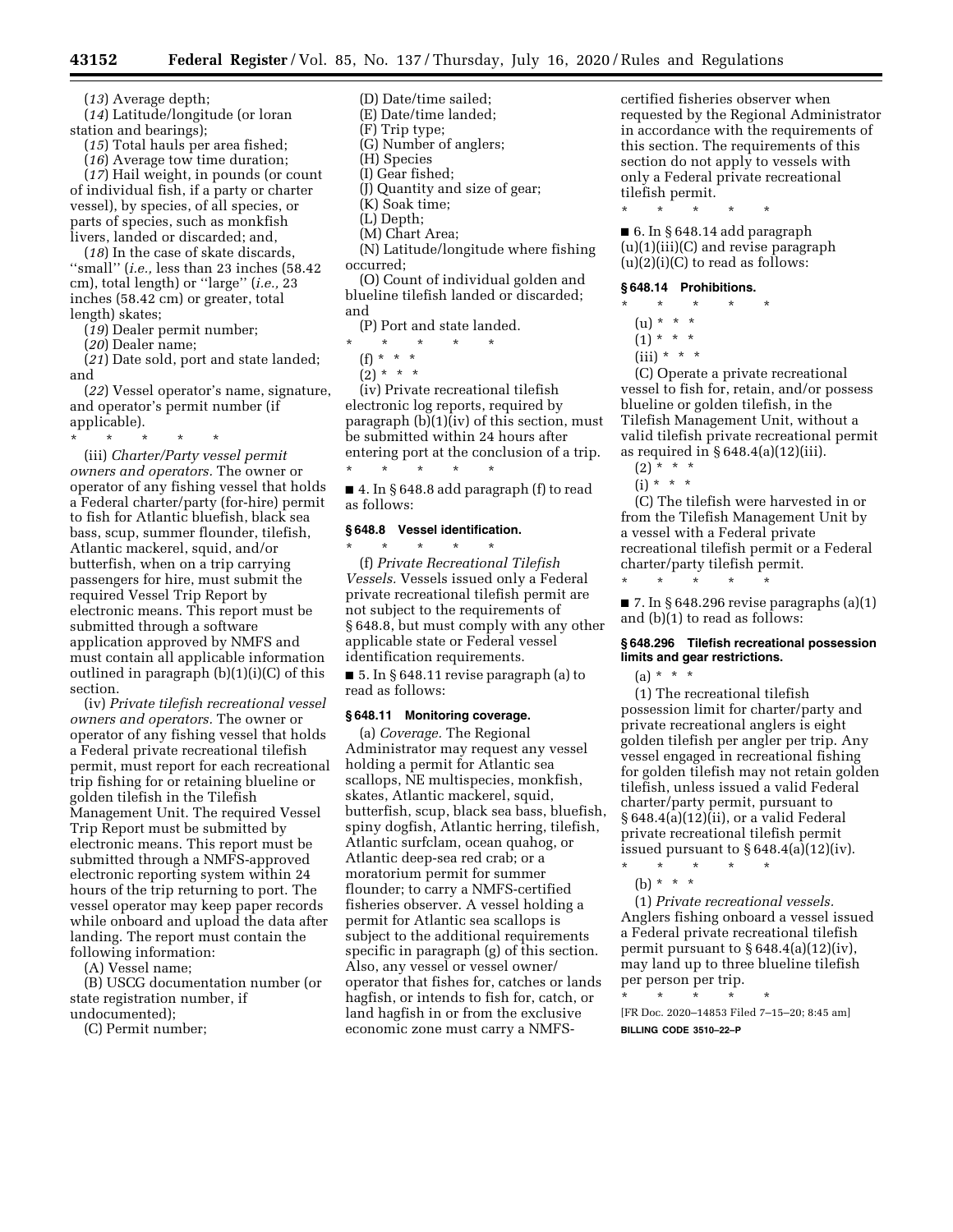(*13*) Average depth;

(*14*) Latitude/longitude (or loran station and bearings);

(*15*) Total hauls per area fished;

(*16*) Average tow time duration;

(*17*) Hail weight, in pounds (or count of individual fish, if a party or charter vessel), by species, of all species, or parts of species, such as monkfish livers, landed or discarded; and,

(*18*) In the case of skate discards, ''small'' (*i.e.,* less than 23 inches (58.42 cm), total length) or ''large'' (*i.e.,* 23 inches (58.42 cm) or greater, total length) skates;

(*19*) Dealer permit number;

(*20*) Dealer name;

(*21*) Date sold, port and state landed; and

(*22*) Vessel operator's name, signature, and operator's permit number (if applicable).

\* \* \* \* \*

(iii) *Charter/Party vessel permit owners and operators.* The owner or operator of any fishing vessel that holds a Federal charter/party (for-hire) permit to fish for Atlantic bluefish, black sea bass, scup, summer flounder, tilefish, Atlantic mackerel, squid, and/or butterfish, when on a trip carrying passengers for hire, must submit the required Vessel Trip Report by electronic means. This report must be submitted through a software application approved by NMFS and must contain all applicable information outlined in paragraph (b)(1)(i)(C) of this section.

(iv) *Private tilefish recreational vessel owners and operators.* The owner or operator of any fishing vessel that holds a Federal private recreational tilefish permit, must report for each recreational trip fishing for or retaining blueline or golden tilefish in the Tilefish Management Unit. The required Vessel Trip Report must be submitted by electronic means. This report must be submitted through a NMFS-approved electronic reporting system within 24 hours of the trip returning to port. The vessel operator may keep paper records while onboard and upload the data after landing. The report must contain the following information:

(A) Vessel name;

(B) USCG documentation number (or state registration number, if undocumented);

(C) Permit number;

(D) Date/time sailed;

(E) Date/time landed;

(F) Trip type;

(G) Number of anglers;

(H) Species

(I) Gear fished;

(J) Quantity and size of gear;

(K) Soak time;

(L) Depth;

(M) Chart Area;

(N) Latitude/longitude where fishing occurred;

(O) Count of individual golden and blueline tilefish landed or discarded; and

(P) Port and state landed.

\* \* \* \* \*

(f) \* \* \*

(2) \* \* \*

(iv) Private recreational tilefish electronic log reports, required by paragraph (b)(1)(iv) of this section, must be submitted within 24 hours after entering port at the conclusion of a trip.

\* \* \* \* \*

■ 4. In § 648.8 add paragraph (f) to read as follows:

**§ 648.8 Vessel identification.**

\* \* \* \* \*

(f) *Private Recreational Tilefish Vessels.* Vessels issued only a Federal private recreational tilefish permit are not subject to the requirements of § 648.8, but must comply with any other applicable state or Federal vessel identification requirements.

■ 5. In § 648.11 revise paragraph (a) to read as follows:

**§ 648.11 Monitoring coverage.**

(a) *Coverage.* The Regional Administrator may request any vessel holding a permit for Atlantic sea scallops, NE multispecies, monkfish, skates, Atlantic mackerel, squid, butterfish, scup, black sea bass, bluefish, spiny dogfish, Atlantic herring, tilefish, Atlantic surfclam, ocean quahog, or Atlantic deep-sea red crab; or a moratorium permit for summer flounder; to carry a NMFS-certified fisheries observer. A vessel holding a permit for Atlantic sea scallops is subject to the additional requirements specific in paragraph (g) of this section. Also, any vessel or vessel owner/operator that fishes for, catches or lands hagfish, or intends to fish for, catch, or land hagfish in or from the exclusive economic zone must carry a NMFS-certified fisheries observer when requested by the Regional Administrator in accordance with the requirements of this section. The requirements of this section do not apply to vessels with only a Federal private recreational tilefish permit.

\* \* \* \* \*

■ 6. In § 648.14 add paragraph (u)(1)(iii)(C) and revise paragraph (u)(2)(i)(C) to read as follows:

**§ 648.14 Prohibitions.**

\* \* \* \* \*

(u) \* \* \*

(1) \* \* \*

(iii) \* \* \*

(C) Operate a private recreational vessel to fish for, retain, and/or possess blueline or golden tilefish, in the Tilefish Management Unit, without a valid tilefish private recreational permit as required in § 648.4(a)(12)(iii).

(2) \* \* \*

(i) \* \* \*

(C) The tilefish were harvested in or from the Tilefish Management Unit by a vessel with a Federal private recreational tilefish permit or a Federal charter/party tilefish permit.

\* \* \* \* \*

■ 7. In § 648.296 revise paragraphs (a)(1) and (b)(1) to read as follows:

**§ 648.296 Tilefish recreational possession limits and gear restrictions.**

(a) \* \* \*

(1) The recreational tilefish possession limit for charter/party and private recreational anglers is eight golden tilefish per angler per trip. Any vessel engaged in recreational fishing for golden tilefish may not retain golden tilefish, unless issued a valid Federal charter/party permit, pursuant to § 648.4(a)(12)(ii), or a valid Federal private recreational tilefish permit issued pursuant to § 648.4(a)(12)(iv).

\* \* \* \* \*

(b) \* \* \*

(1) *Private recreational vessels.* Anglers fishing onboard a vessel issued a Federal private recreational tilefish permit pursuant to § 648.4(a)(12)(iv), may land up to three blueline tilefish per person per trip.

\* \* \* \* \*

[FR Doc. 2020–14853 Filed 7–15–20; 8:45 am]

**BILLING CODE 3510–22–P**